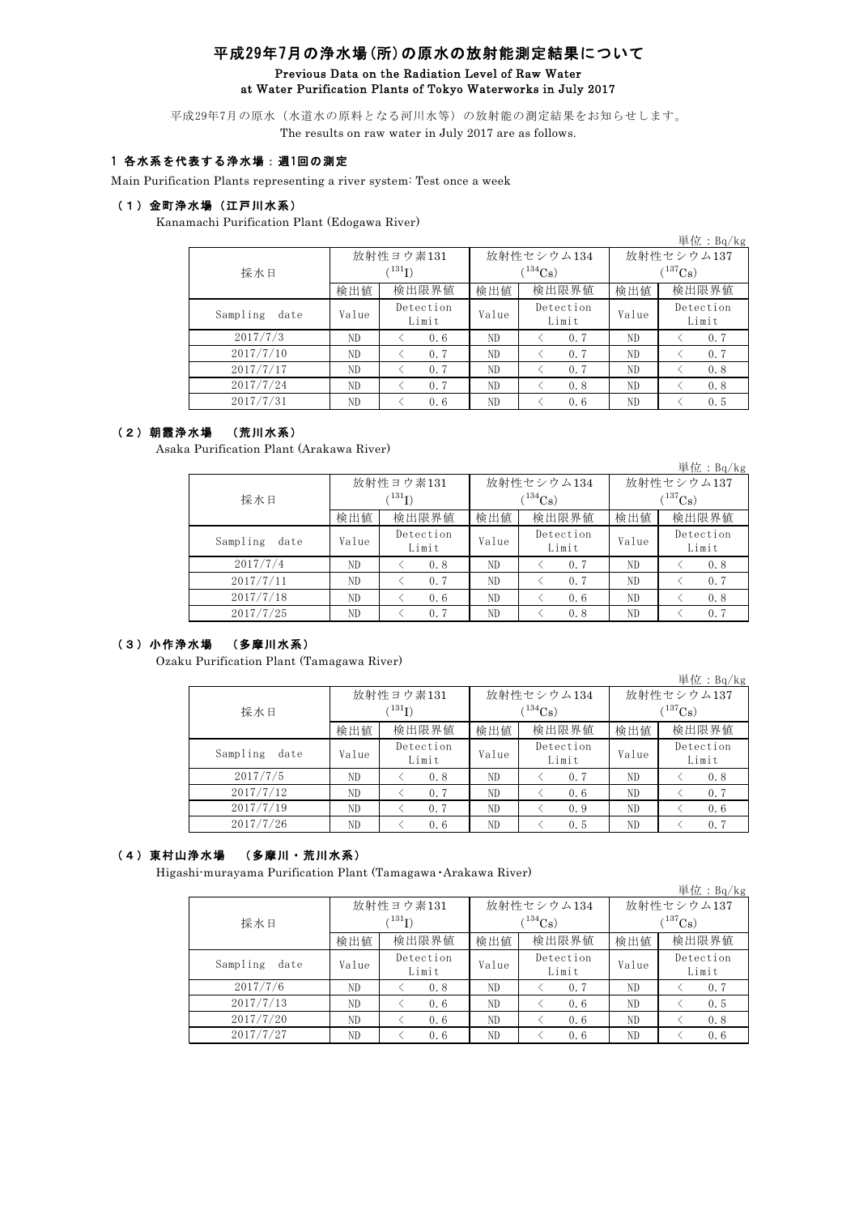# 平成29年7月の浄水場(所)の原水の放射能測定結果について

Previous Data on the Radiation Level of Raw Water at Water Purification Plants of Tokyo Waterworks in July 2017

平成29年7月の原水（水道水の原料となる河川水等）の放射能の測定結果をお知らせします。
The results on raw water in July 2017 are as follows.

## 1 各水系を代表する浄水場：週1回の測定

Main Purification Plants representing a river system: Test once a week

### （1）金町浄水場（江戸川水系）

Kanamachi Purification Plant (Edogawa River)

単位：Bq/kg

| 採水日 | 放射性ヨウ素131 ($^{131}I$) | | 放射性セシウム134 ($^{134}Cs$) | | 放射性セシウム137 ($^{137}Cs$) | |
|---|---|---|---|---|---|---|
| | 検出値 | 検出限界値 | 検出値 | 検出限界値 | 検出値 | 検出限界値 |
| Sampling date | Value | Detection Limit | Value | Detection Limit | Value | Detection Limit |
| 2017/7/3 | ND | ＜ 0.6 | ND | ＜ 0.7 | ND | ＜ 0.7 |
| 2017/7/10 | ND | ＜ 0.7 | ND | ＜ 0.7 | ND | ＜ 0.7 |
| 2017/7/17 | ND | ＜ 0.7 | ND | ＜ 0.7 | ND | ＜ 0.8 |
| 2017/7/24 | ND | ＜ 0.7 | ND | ＜ 0.8 | ND | ＜ 0.8 |
| 2017/7/31 | ND | ＜ 0.6 | ND | ＜ 0.6 | ND | ＜ 0.5 |

### （2）朝霞浄水場 （荒川水系）

Asaka Purification Plant (Arakawa River)

単位：Bq/kg

| 採水日 | 放射性ヨウ素131 ($^{131}I$) | | 放射性セシウム134 ($^{134}Cs$) | | 放射性セシウム137 ($^{137}Cs$) | |
|---|---|---|---|---|---|---|
| | 検出値 | 検出限界値 | 検出値 | 検出限界値 | 検出値 | 検出限界値 |
| Sampling date | Value | Detection Limit | Value | Detection Limit | Value | Detection Limit |
| 2017/7/4 | ND | ＜ 0.8 | ND | ＜ 0.7 | ND | ＜ 0.8 |
| 2017/7/11 | ND | ＜ 0.7 | ND | ＜ 0.7 | ND | ＜ 0.7 |
| 2017/7/18 | ND | ＜ 0.6 | ND | ＜ 0.6 | ND | ＜ 0.8 |
| 2017/7/25 | ND | ＜ 0.7 | ND | ＜ 0.8 | ND | ＜ 0.7 |

### （3）小作浄水場 （多摩川水系）

Ozaku Purification Plant (Tamagawa River)

単位：Bq/kg

| 採水日 | 放射性ヨウ素131 ($^{131}I$) | | 放射性セシウム134 ($^{134}Cs$) | | 放射性セシウム137 ($^{137}Cs$) | |
|---|---|---|---|---|---|---|
| | 検出値 | 検出限界値 | 検出値 | 検出限界値 | 検出値 | 検出限界値 |
| Sampling date | Value | Detection Limit | Value | Detection Limit | Value | Detection Limit |
| 2017/7/5 | ND | ＜ 0.8 | ND | ＜ 0.7 | ND | ＜ 0.8 |
| 2017/7/12 | ND | ＜ 0.7 | ND | ＜ 0.6 | ND | ＜ 0.7 |
| 2017/7/19 | ND | ＜ 0.7 | ND | ＜ 0.9 | ND | ＜ 0.6 |
| 2017/7/26 | ND | ＜ 0.6 | ND | ＜ 0.5 | ND | ＜ 0.7 |

### （4）東村山浄水場 （多摩川・荒川水系）

Higashi-murayama Purification Plant (Tamagawa･Arakawa River)

単位：Bq/kg

| 採水日 | 放射性ヨウ素131 ($^{131}I$) | | 放射性セシウム134 ($^{134}Cs$) | | 放射性セシウム137 ($^{137}Cs$) | |
|---|---|---|---|---|---|---|
| | 検出値 | 検出限界値 | 検出値 | 検出限界値 | 検出値 | 検出限界値 |
| Sampling date | Value | Detection Limit | Value | Detection Limit | Value | Detection Limit |
| 2017/7/6 | ND | ＜ 0.8 | ND | ＜ 0.7 | ND | ＜ 0.7 |
| 2017/7/13 | ND | ＜ 0.6 | ND | ＜ 0.6 | ND | ＜ 0.5 |
| 2017/7/20 | ND | ＜ 0.6 | ND | ＜ 0.6 | ND | ＜ 0.8 |
| 2017/7/27 | ND | ＜ 0.6 | ND | ＜ 0.6 | ND | ＜ 0.6 |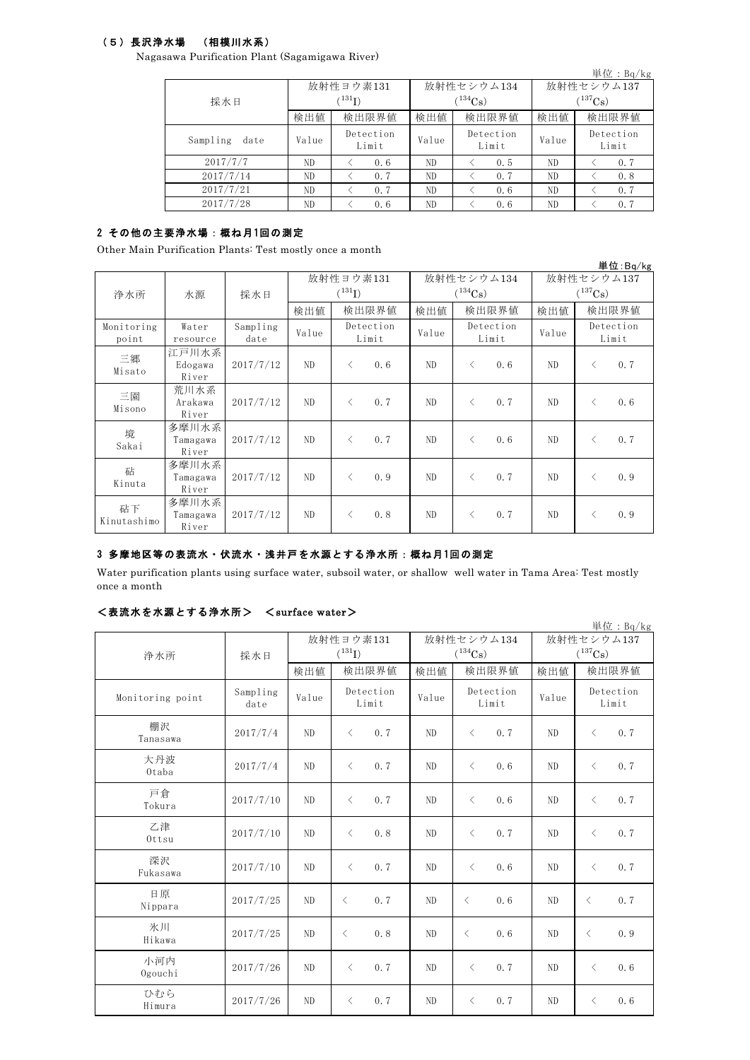### （５）長沢浄水場　（相模川水系）

Nagasawa Purification Plant (Sagamigawa River)

単位：Bq/kg

| 採水日 | 放射性ヨウ素131 ($^{131}$I) | | 放射性セシウム134 ($^{134}$Cs) | | 放射性セシウム137 ($^{137}$Cs) | |
|---|---|---|---|---|---|---|
| | 検出値 | 検出限界値 | 検出値 | 検出限界値 | 検出値 | 検出限界値 |
| Sampling date | Value | Detection Limit | Value | Detection Limit | Value | Detection Limit |
| 2017/7/7 | ND | ＜ 0.6 | ND | ＜ 0.5 | ND | ＜ 0.7 |
| 2017/7/14 | ND | ＜ 0.7 | ND | ＜ 0.7 | ND | ＜ 0.8 |
| 2017/7/21 | ND | ＜ 0.7 | ND | ＜ 0.6 | ND | ＜ 0.7 |
| 2017/7/28 | ND | ＜ 0.6 | ND | ＜ 0.6 | ND | ＜ 0.7 |

## 2 その他の主要浄水場：概ね月1回の測定

Other Main Purification Plants: Test mostly once a month

単位:Bq/kg

| 浄水所 | 水源 | 採水日 | 放射性ヨウ素131 ($^{131}$I) | | 放射性セシウム134 ($^{134}$Cs) | | 放射性セシウム137 ($^{137}$Cs) | |
|---|---|---|---|---|---|---|---|---|
| | | | 検出値 | 検出限界値 | 検出値 | 検出限界値 | 検出値 | 検出限界値 |
| Monitoring point | Water resource | Sampling date | Value | Detection Limit | Value | Detection Limit | Value | Detection Limit |
| 三郷 Misato | 江戸川水系 Edogawa River | 2017/7/12 | ND | ＜ 0.6 | ND | ＜ 0.6 | ND | ＜ 0.7 |
| 三園 Misono | 荒川水系 Arakawa River | 2017/7/12 | ND | ＜ 0.7 | ND | ＜ 0.7 | ND | ＜ 0.6 |
| 境 Sakai | 多摩川水系 Tamagawa River | 2017/7/12 | ND | ＜ 0.7 | ND | ＜ 0.6 | ND | ＜ 0.7 |
| 砧 Kinuta | 多摩川水系 Tamagawa River | 2017/7/12 | ND | ＜ 0.9 | ND | ＜ 0.7 | ND | ＜ 0.9 |
| 砧下 Kinutashimo | 多摩川水系 Tamagawa River | 2017/7/12 | ND | ＜ 0.8 | ND | ＜ 0.7 | ND | ＜ 0.9 |

## 3 多摩地区等の表流水・伏流水・浅井戸を水源とする浄水所：概ね月1回の測定

Water purification plants using surface water, subsoil water, or shallow well water in Tama Area: Test mostly once a month

### ＜表流水を水源とする浄水所＞　＜surface water＞

単位：Bq/kg

| 浄水所 | 採水日 | 放射性ヨウ素131 ($^{131}$I) | | 放射性セシウム134 ($^{134}$Cs) | | 放射性セシウム137 ($^{137}$Cs) | |
|---|---|---|---|---|---|---|---|
| | | 検出値 | 検出限界値 | 検出値 | 検出限界値 | 検出値 | 検出限界値 |
| Monitoring point | Sampling date | Value | Detection Limit | Value | Detection Limit | Value | Detection Limit |
| 棚沢 Tanasawa | 2017/7/4 | ND | ＜ 0.7 | ND | ＜ 0.7 | ND | ＜ 0.7 |
| 大丹波 Otaba | 2017/7/4 | ND | ＜ 0.7 | ND | ＜ 0.6 | ND | ＜ 0.7 |
| 戸倉 Tokura | 2017/7/10 | ND | ＜ 0.7 | ND | ＜ 0.6 | ND | ＜ 0.7 |
| 乙津 Ottsu | 2017/7/10 | ND | ＜ 0.8 | ND | ＜ 0.7 | ND | ＜ 0.7 |
| 深沢 Fukasawa | 2017/7/10 | ND | ＜ 0.7 | ND | ＜ 0.6 | ND | ＜ 0.7 |
| 日原 Nippara | 2017/7/25 | ND | ＜ 0.7 | ND | ＜ 0.6 | ND | ＜ 0.7 |
| 氷川 Hikawa | 2017/7/25 | ND | ＜ 0.8 | ND | ＜ 0.6 | ND | ＜ 0.9 |
| 小河内 Ogouchi | 2017/7/26 | ND | ＜ 0.7 | ND | ＜ 0.7 | ND | ＜ 0.6 |
| ひむら Himura | 2017/7/26 | ND | ＜ 0.7 | ND | ＜ 0.7 | ND | ＜ 0.6 |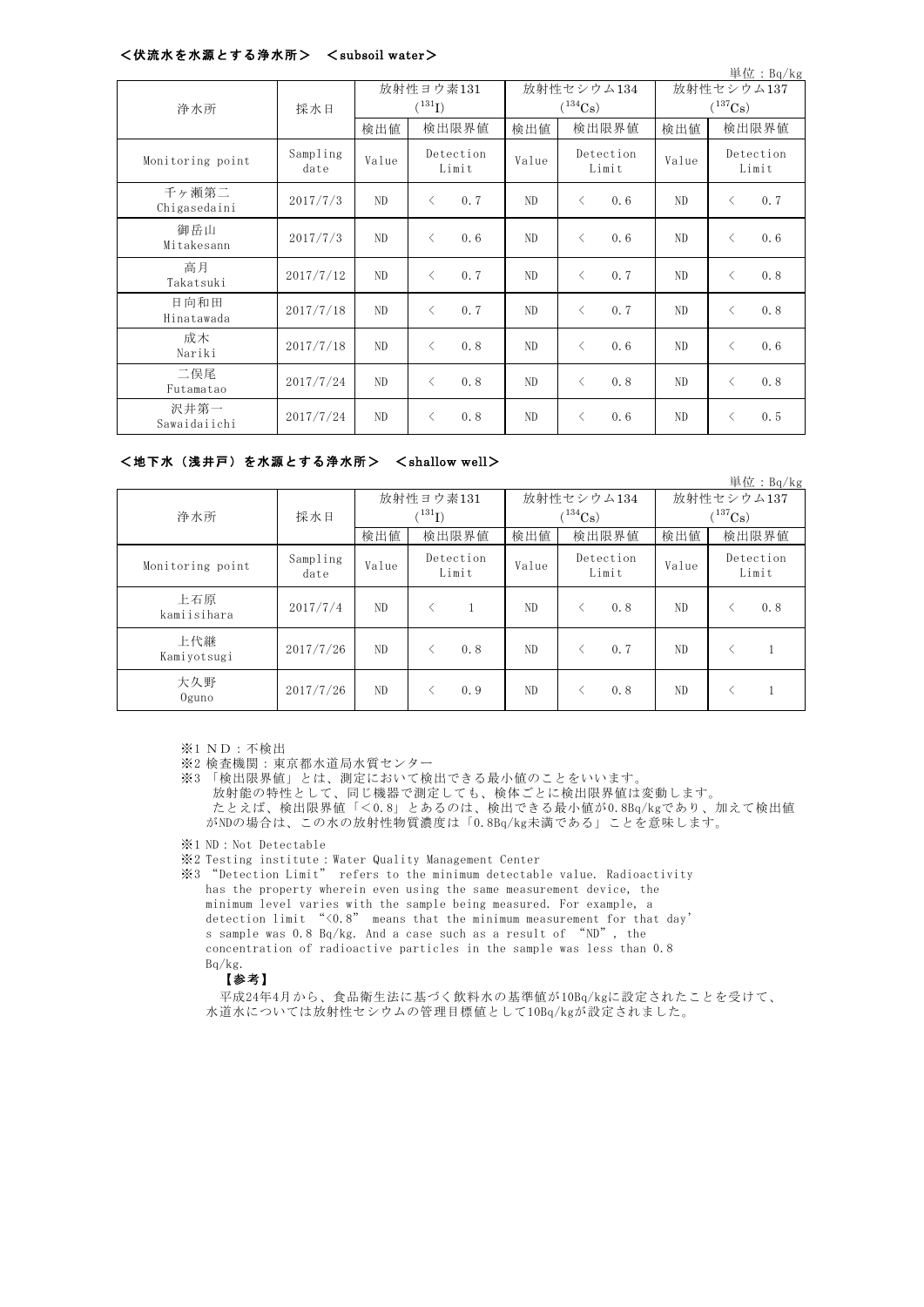**＜伏流水を水源とする浄水所＞　＜subsoil water＞**

単位：Bq/kg

| 浄水所 | 採水日 | 放射性ヨウ素131 ($^{131}I$) | | 放射性セシウム134 ($^{134}Cs$) | | 放射性セシウム137 ($^{137}Cs$) | |
|---|---|---|---|---|---|---|---|
| | | 検出値 | 検出限界値 | 検出値 | 検出限界値 | 検出値 | 検出限界値 |
| Monitoring point | Sampling date | Value | Detection Limit | Value | Detection Limit | Value | Detection Limit |
| 千ヶ瀬第二 Chigasedaini | 2017/7/3 | ND | ＜ 0.7 | ND | ＜ 0.6 | ND | ＜ 0.7 |
| 御岳山 Mitakesann | 2017/7/3 | ND | ＜ 0.6 | ND | ＜ 0.6 | ND | ＜ 0.6 |
| 高月 Takatsuki | 2017/7/12 | ND | ＜ 0.7 | ND | ＜ 0.7 | ND | ＜ 0.8 |
| 日向和田 Hinatawada | 2017/7/18 | ND | ＜ 0.7 | ND | ＜ 0.7 | ND | ＜ 0.8 |
| 成木 Nariki | 2017/7/18 | ND | ＜ 0.8 | ND | ＜ 0.6 | ND | ＜ 0.6 |
| 二俣尾 Futamatao | 2017/7/24 | ND | ＜ 0.8 | ND | ＜ 0.8 | ND | ＜ 0.8 |
| 沢井第一 Sawaidaiichi | 2017/7/24 | ND | ＜ 0.8 | ND | ＜ 0.6 | ND | ＜ 0.5 |

**＜地下水（浅井戸）を水源とする浄水所＞　＜shallow well＞**

単位：Bq/kg

| 浄水所 | 採水日 | 放射性ヨウ素131 ($^{131}I$) | | 放射性セシウム134 ($^{134}Cs$) | | 放射性セシウム137 ($^{137}Cs$) | |
|---|---|---|---|---|---|---|---|
| | | 検出値 | 検出限界値 | 検出値 | 検出限界値 | 検出値 | 検出限界値 |
| Monitoring point | Sampling date | Value | Detection Limit | Value | Detection Limit | Value | Detection Limit |
| 上石原 kamiisihara | 2017/7/4 | ND | ＜ 1 | ND | ＜ 0.8 | ND | ＜ 0.8 |
| 上代継 Kamiyotsugi | 2017/7/26 | ND | ＜ 0.8 | ND | ＜ 0.7 | ND | ＜ 1 |
| 大久野 Oguno | 2017/7/26 | ND | ＜ 0.9 | ND | ＜ 0.8 | ND | ＜ 1 |

※1 ＮＤ：不検出

※2 検査機関：東京都水道局水質センター

※3 「検出限界値」とは、測定において検出できる最小値のことをいいます。
放射能の特性として、同じ機器で測定しても、検体ごとに検出限界値は変動します。
たとえば、検出限界値「＜0.8」とあるのは、検出できる最小値が0.8Bq/kgであり、加えて検出値がNDの場合は、この水の放射性物質濃度は「0.8Bq/kg未満である」ことを意味します。

※1 ND：Not Detectable

※2 Testing institute：Water Quality Management Center

※3 "Detection Limit" refers to the minimum detectable value. Radioactivity has the property wherein even using the same measurement device, the minimum level varies with the sample being measured. For example, a detection limit "<0.8" means that the minimum measurement for that day's sample was 0.8 Bq/kg. And a case such as a result of "ND", the concentration of radioactive particles in the sample was less than 0.8 Bq/kg.

【参考】

平成24年4月から、食品衛生法に基づく飲料水の基準値が10Bq/kgに設定されたことを受けて、水道水については放射性セシウムの管理目標値として10Bq/kgが設定されました。